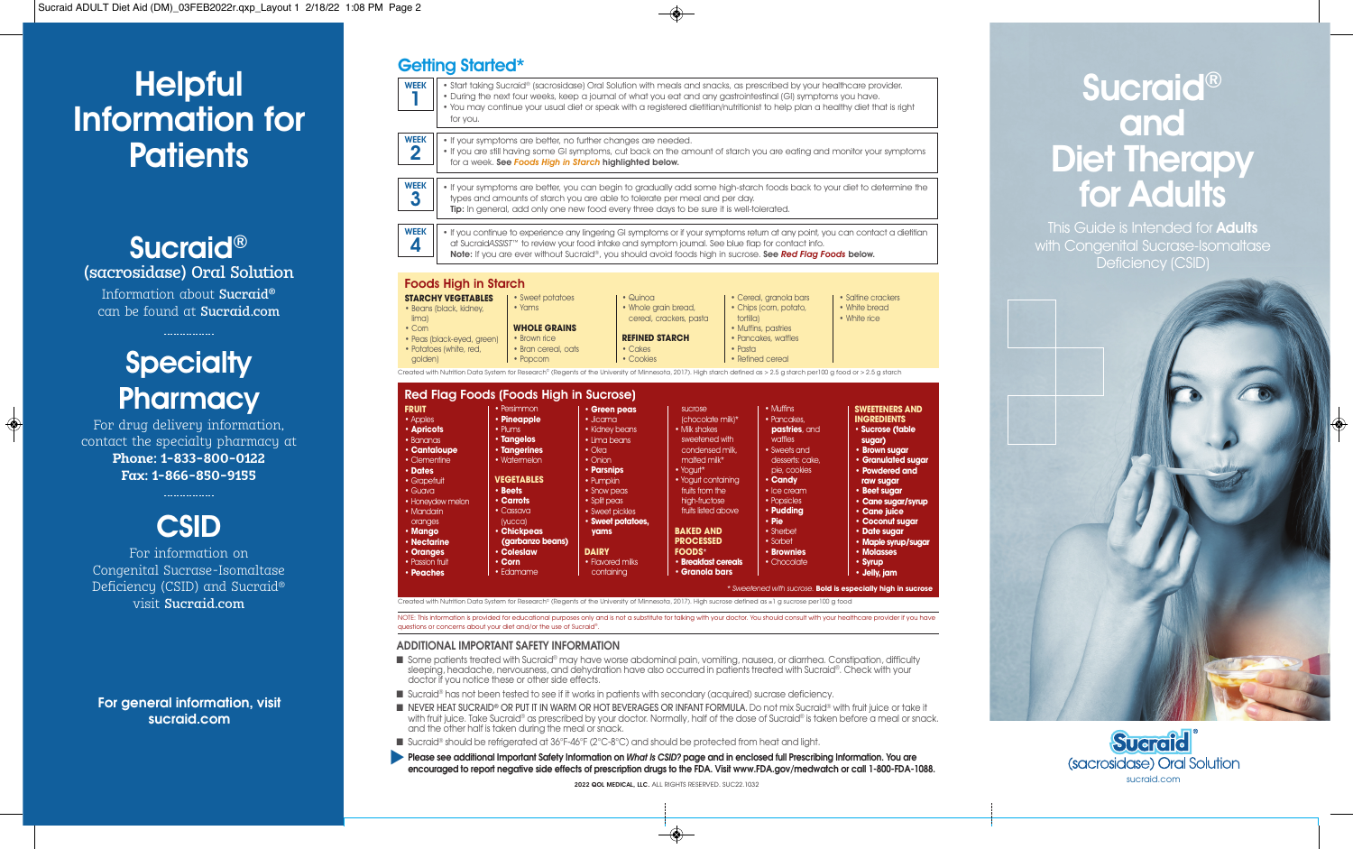# Helpful Information for Patients

## Sucraid®

(sacrosidase) Oral Solution

Information about **Sucraid®** can be found at **Sucraid.com**

## Specialty Pharmacy

For drug delivery information, contact the specialty pharmacy at
**Phone: 1-833-800-0122**
**Fax: 1-866-850-9155**

## CSID

For information on Congenital Sucrase-Isomaltase Deficiency (CSID) and Sucraid® visit **Sucraid.com**

**For general information, visit sucraid.com**

## Getting Started*

**WEEK 1**
- Start taking Sucraid® (sacrosidase) Oral Solution with meals and snacks, as prescribed by your healthcare provider.
- During the next four weeks, keep a journal of what you eat and any gastrointestinal (GI) symptoms you have.
- You may continue your usual diet or speak with a registered dietitian/nutritionist to help plan a healthy diet that is right for you.

**WEEK 2**
- If your symptoms are better, no further changes are needed.
- If you are still having some GI symptoms, cut back on the amount of starch you are eating and monitor your symptoms for a week. **See *Foods High in Starch* highlighted below.**

**WEEK 3**
- If your symptoms are better, you can begin to gradually add some high-starch foods back to your diet to determine the types and amounts of starch you are able to tolerate per meal and per day.

**Tip:** In general, add only one new food every three days to be sure it is well-tolerated.

**WEEK 4**
- If you continue to experience any lingering GI symptoms or if your symptoms return at any point, you can contact a dietitian at Sucraid*ASSIST*™ to review your food intake and symptom journal. See blue flap for contact info.

**Note:** If you are ever without Sucraid®, you should avoid foods high in sucrose. **See *Red Flag Foods* below.**

### Foods High in Starch

**STARCHY VEGETABLES**
- Beans (black, kidney, lima)
- Corn
- Peas (black-eyed, green)
- Potatoes (white, red, golden)
- Sweet potatoes
- Yams

**WHOLE GRAINS**
- Brown rice
- Bran cereal, oats
- Popcorn
- Quinoa
- Whole grain bread, cereal, crackers, pasta

**REFINED STARCH**
- Cakes
- Cookies
- Cereal, granola bars
- Chips (corn, potato, tortilla)
- Muffins, pastries
- Pancakes, waffles
- Pasta
- Refined cereal
- Saltine crackers
- White bread
- White rice

Created with Nutrition Data System for Research© (Regents of the University of Minnesota, 2017). High starch defined as > 2.5 g starch per100 g food or > 2.5 g starch

### Red Flag Foods (Foods High in Sucrose)

**FRUIT**
- Apples
- **Apricots**
- Bananas
- **Cantaloupe**
- Clementine
- **Dates**
- Grapefruit
- Guava
- Honeydew melon
- Mandarin oranges
- **Mango**
- **Nectarine**
- **Oranges**
- Passion fruit
- **Peaches**
- Persimmon
- **Pineapple**
- Plums
- **Tangelos**
- **Tangerines**
- Watermelon

**VEGETABLES**
- **Beets**
- **Carrots**
- Cassava (yucca)
- **Chickpeas (garbanzo beans)**
- **Coleslaw**
- **Corn**
- Edamame
- **Green peas**
- Jicama
- Kidney beans
- Lima beans
- Okra
- Onion
- **Parsnips**
- Pumpkin
- Snow peas
- Split peas
- Sweet pickles
- **Sweet potatoes, yams**

**DAIRY**
- Flavored milks containing sucrose (chocolate milk)*
- Milk shakes
- Sweetened with condensed milk, malted milk*
- Yogurt*
- Yogurt containing fruits from the high-fructose fruits listed above

**BAKED AND PROCESSED FOODS***
- **Breakfast cereals**
- **Granola bars**
- Muffins
- Pancakes, **pastries**, and waffles
- Sweets and desserts: cake, pie, cookies
- **Candy**
- Ice cream
- Popsicles
- **Pudding**
- **Pie**
- Sherbet
- Sorbet
- **Brownies**
- Chocolate

**SWEETENERS AND INGREDIENTS**
- **Sucrose (table sugar)**
- **Brown sugar**
- **Granulated sugar**
- **Powdered and raw sugar**
- **Beet sugar**
- **Cane sugar/syrup**
- **Cane juice**
- **Coconut sugar**
- **Date sugar**
- **Maple syrup/sugar**
- **Molasses**
- **Syrup**
- **Jelly, jam**

*\* Sweetened with sucrose.* **Bold is especially high in sucrose**

Created with Nutrition Data System for Research© (Regents of the University of Minnesota, 2017). High sucrose defined as ≥1 g sucrose per100 g food

NOTE: This information is provided for educational purposes only and is not a substitute for talking with your doctor. You should consult with your healthcare provider if you have questions or concerns about your diet and/or the use of Sucraid®.

### ADDITIONAL IMPORTANT SAFETY INFORMATION

- Some patients treated with Sucraid® may have worse abdominal pain, vomiting, nausea, or diarrhea. Constipation, difficulty sleeping, headache, nervousness, and dehydration have also occurred in patients treated with Sucraid®. Check with your doctor if you notice these or other side effects.
- Sucraid® has not been tested to see if it works in patients with secondary (acquired) sucrase deficiency.
- NEVER HEAT SUCRAID® OR PUT IT IN WARM OR HOT BEVERAGES OR INFANT FORMULA. Do not mix Sucraid® with fruit juice or take it with fruit juice. Take Sucraid® as prescribed by your doctor. Normally, half of the dose of Sucraid® is taken before a meal or snack and the other half is taken during the meal or snack.
- Sucraid® should be refrigerated at 36°F-46°F (2°C-8°C) and should be protected from heat and light.

**Please see additional Important Safety Information on *What is CSID?* page and in enclosed full Prescribing Information. You are encouraged to report negative side effects of prescription drugs to the FDA. Visit www.FDA.gov/medwatch or call 1-800-FDA-1088.**

**2022 QOL MEDICAL, LLC.** ALL RIGHTS RESERVED. SUC22.1032

# Sucraid® and Diet Therapy for Adults

This Guide is Intended for **Adults** with Congenital Sucrase-Isomaltase Deficiency (CSID)

Sucraid® (sacrosidase) Oral Solution
sucraid.com